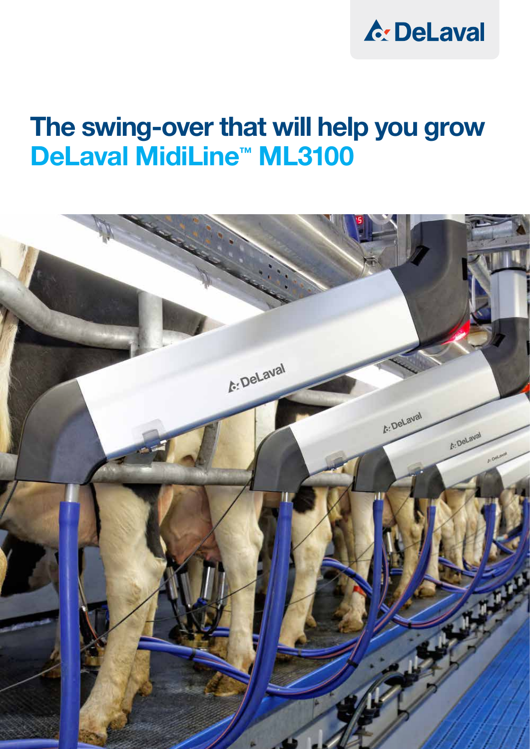# The swing-over that will help you grow
## DeLaval MidiLine™ ML3100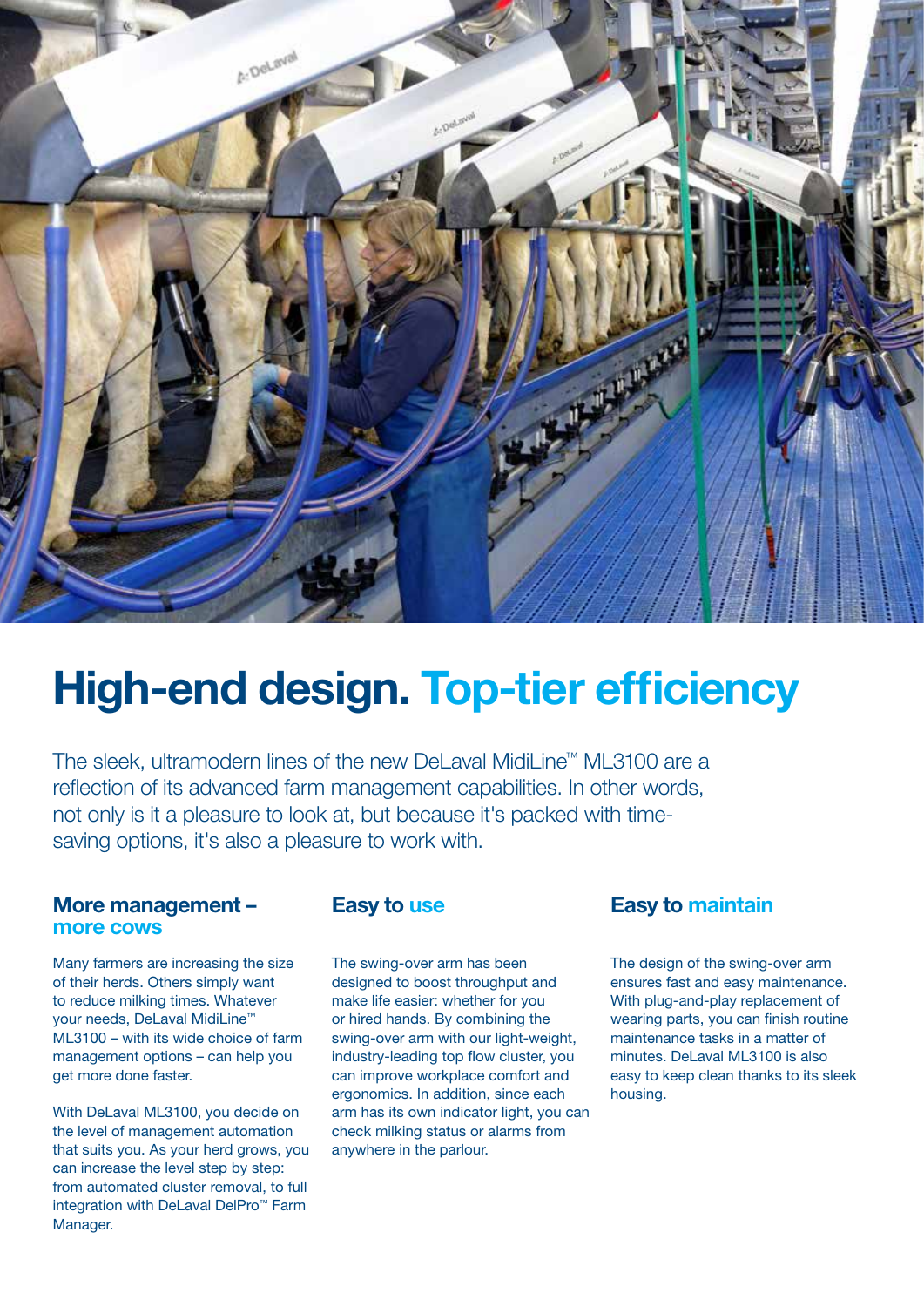# High-end design. Top-tier efficiency

The sleek, ultramodern lines of the new DeLaval MidiLine™ ML3100 are a reflection of its advanced farm management capabilities. In other words, not only is it a pleasure to look at, but because it's packed with time-saving options, it's also a pleasure to work with.

## More management – more cows

Many farmers are increasing the size of their herds. Others simply want to reduce milking times. Whatever your needs, DeLaval MidiLine™ ML3100 – with its wide choice of farm management options – can help you get more done faster.

With DeLaval ML3100, you decide on the level of management automation that suits you. As your herd grows, you can increase the level step by step: from automated cluster removal, to full integration with DeLaval DelPro™ Farm Manager.

## Easy to use

The swing-over arm has been designed to boost throughput and make life easier: whether for you or hired hands. By combining the swing-over arm with our light-weight, industry-leading top flow cluster, you can improve workplace comfort and ergonomics. In addition, since each arm has its own indicator light, you can check milking status or alarms from anywhere in the parlour.

## Easy to maintain

The design of the swing-over arm ensures fast and easy maintenance. With plug-and-play replacement of wearing parts, you can finish routine maintenance tasks in a matter of minutes. DeLaval ML3100 is also easy to keep clean thanks to its sleek housing.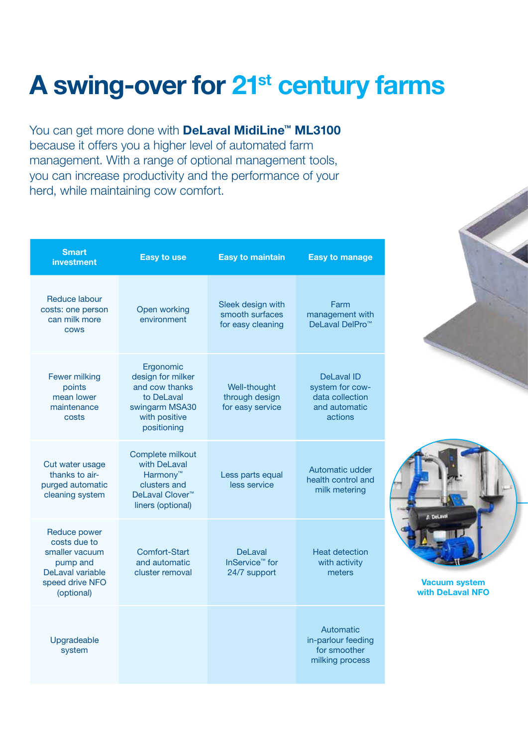# A swing-over for 21st century farms

You can get more done with **DeLaval MidiLine™ ML3100** because it offers you a higher level of automated farm management. With a range of optional management tools, you can increase productivity and the performance of your herd, while maintaining cow comfort.

| Smart investment | Easy to use | Easy to maintain | Easy to manage |
|---|---|---|---|
| Reduce labour costs: one person can milk more cows | Open working environment | Sleek design with smooth surfaces for easy cleaning | Farm management with DeLaval DelPro™ |
| Fewer milking points mean lower maintenance costs | Ergonomic design for milker and cow thanks to DeLaval swingarm MSA30 with positive positioning | Well-thought through design for easy service | DeLaval ID system for cow-data collection and automatic actions |
| Cut water usage thanks to air-purged automatic cleaning system | Complete milkout with DeLaval Harmony™ clusters and DeLaval Clover™ liners (optional) | Less parts equal less service | Automatic udder health control and milk metering |
| Reduce power costs due to smaller vacuum pump and DeLaval variable speed drive NFO (optional) | Comfort-Start and automatic cluster removal | DeLaval InService™ for 24/7 support | Heat detection with activity meters |
| Upgradeable system | | | Automatic in-parlour feeding for smoother milking process |

Vacuum system with DeLaval NFO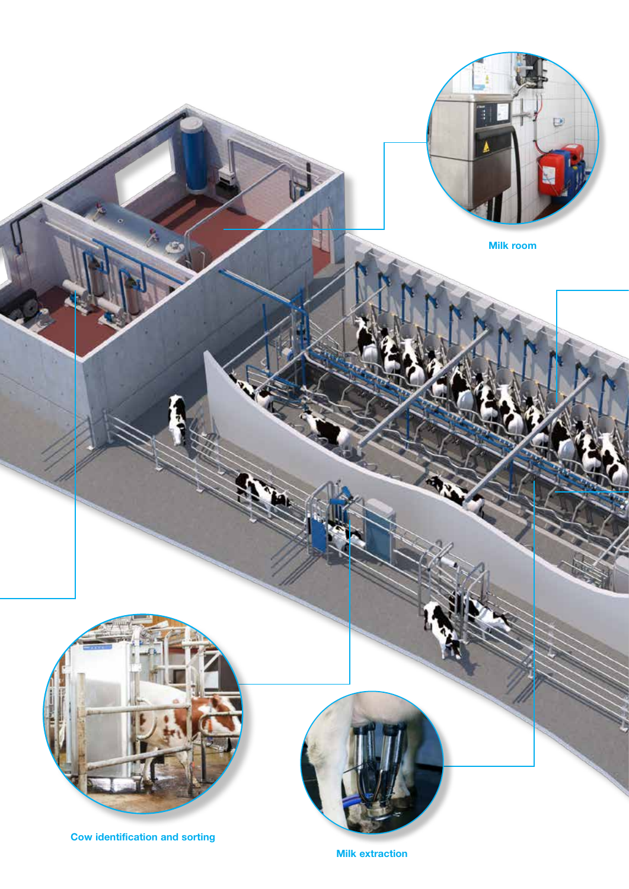Milk room

Cow identification and sorting

Milk extraction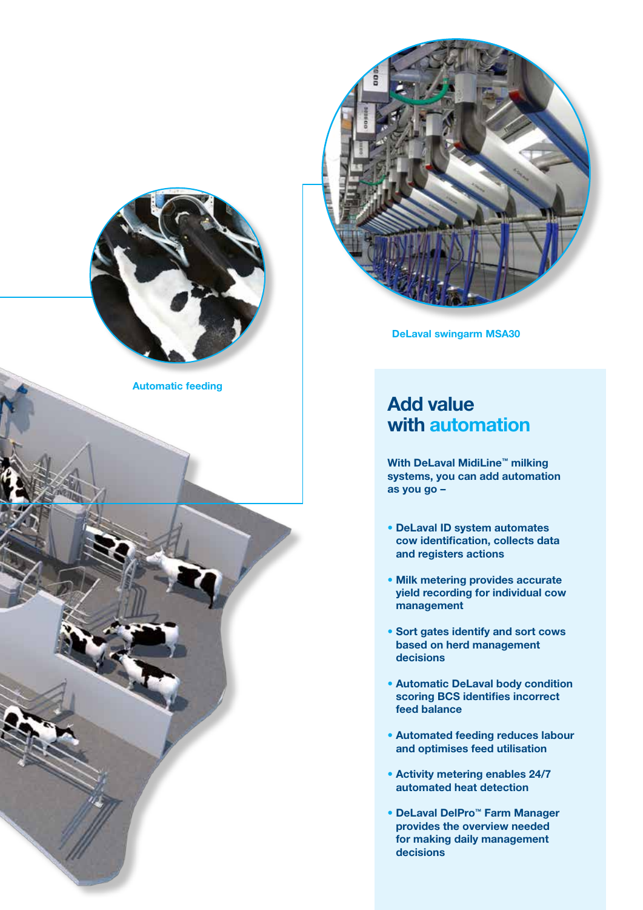DeLaval swingarm MSA30

Automatic feeding

# Add value with automation

**With DeLaval MidiLine™ milking systems, you can add automation as you go –**

- **DeLaval ID system automates cow identification, collects data and registers actions**
- **Milk metering provides accurate yield recording for individual cow management**
- **Sort gates identify and sort cows based on herd management decisions**
- **Automatic DeLaval body condition scoring BCS identifies incorrect feed balance**
- **Automated feeding reduces labour and optimises feed utilisation**
- **Activity metering enables 24/7 automated heat detection**
- **DeLaval DelPro™ Farm Manager provides the overview needed for making daily management decisions**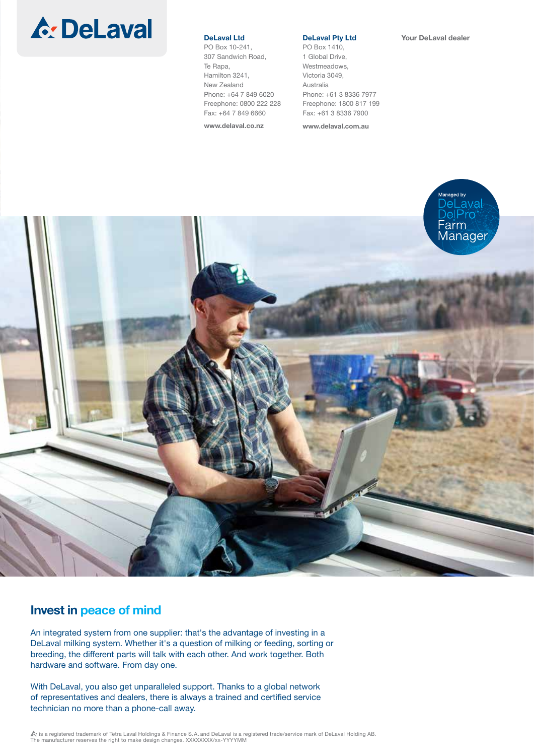DeLaval

**DeLaval Ltd**
PO Box 10-241,
307 Sandwich Road,
Te Rapa,
Hamilton 3241,
New Zealand
Phone: +64 7 849 6020
Freephone: 0800 222 228
Fax: +64 7 849 6660

**www.delaval.co.nz**

**DeLaval Pty Ltd**
PO Box 1410,
1 Global Drive,
Westmeadows,
Victoria 3049,
Australia
Phone: +61 3 8336 7977
Freephone: 1800 817 199
Fax: +61 3 8336 7900

**www.delaval.com.au**

**Your DeLaval dealer**

Managed by DeLaval DelPro™ Farm Manager

## Invest in peace of mind

An integrated system from one supplier: that's the advantage of investing in a DeLaval milking system. Whether it's a question of milking or feeding, sorting or breeding, the different parts will talk with each other. And work together. Both hardware and software. From day one.

With DeLaval, you also get unparalleled support. Thanks to a global network of representatives and dealers, there is always a trained and certified service technician no more than a phone-call away.

is a registered trademark of Tetra Laval Holdings & Finance S.A. and DeLaval is a registered trade/service mark of DeLaval Holding AB.
The manufacturer reserves the right to make design changes. XXXXXXXX/xx-YYYYMM